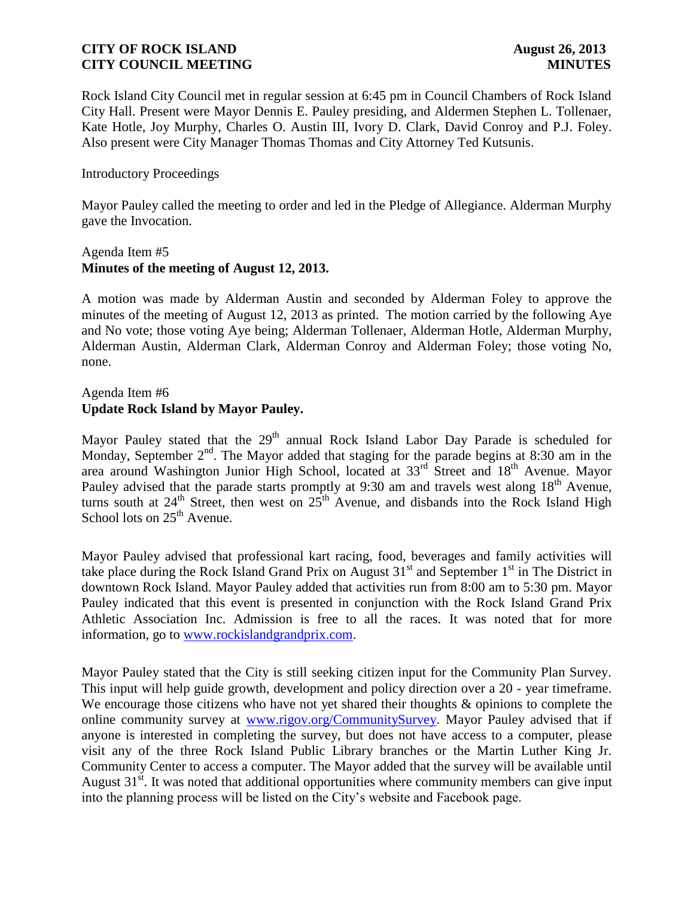Rock Island City Council met in regular session at 6:45 pm in Council Chambers of Rock Island City Hall. Present were Mayor Dennis E. Pauley presiding, and Aldermen Stephen L. Tollenaer, Kate Hotle, Joy Murphy, Charles O. Austin III, Ivory D. Clark, David Conroy and P.J. Foley. Also present were City Manager Thomas Thomas and City Attorney Ted Kutsunis.

Introductory Proceedings

Mayor Pauley called the meeting to order and led in the Pledge of Allegiance. Alderman Murphy gave the Invocation.

Agenda Item #5
**Minutes of the meeting of August 12, 2013.**

A motion was made by Alderman Austin and seconded by Alderman Foley to approve the minutes of the meeting of August 12, 2013 as printed. The motion carried by the following Aye and No vote; those voting Aye being; Alderman Tollenaer, Alderman Hotle, Alderman Murphy, Alderman Austin, Alderman Clark, Alderman Conroy and Alderman Foley; those voting No, none.

Agenda Item #6
**Update Rock Island by Mayor Pauley.**

Mayor Pauley stated that the 29th annual Rock Island Labor Day Parade is scheduled for Monday, September 2nd. The Mayor added that staging for the parade begins at 8:30 am in the area around Washington Junior High School, located at 33rd Street and 18th Avenue. Mayor Pauley advised that the parade starts promptly at 9:30 am and travels west along 18th Avenue, turns south at 24th Street, then west on 25th Avenue, and disbands into the Rock Island High School lots on 25th Avenue.

Mayor Pauley advised that professional kart racing, food, beverages and family activities will take place during the Rock Island Grand Prix on August 31st and September 1st in The District in downtown Rock Island. Mayor Pauley added that activities run from 8:00 am to 5:30 pm. Mayor Pauley indicated that this event is presented in conjunction with the Rock Island Grand Prix Athletic Association Inc. Admission is free to all the races. It was noted that for more information, go to www.rockislandgrandprix.com.

Mayor Pauley stated that the City is still seeking citizen input for the Community Plan Survey. This input will help guide growth, development and policy direction over a 20 - year timeframe. We encourage those citizens who have not yet shared their thoughts & opinions to complete the online community survey at www.rigov.org/CommunitySurvey. Mayor Pauley advised that if anyone is interested in completing the survey, but does not have access to a computer, please visit any of the three Rock Island Public Library branches or the Martin Luther King Jr. Community Center to access a computer. The Mayor added that the survey will be available until August 31st. It was noted that additional opportunities where community members can give input into the planning process will be listed on the City's website and Facebook page.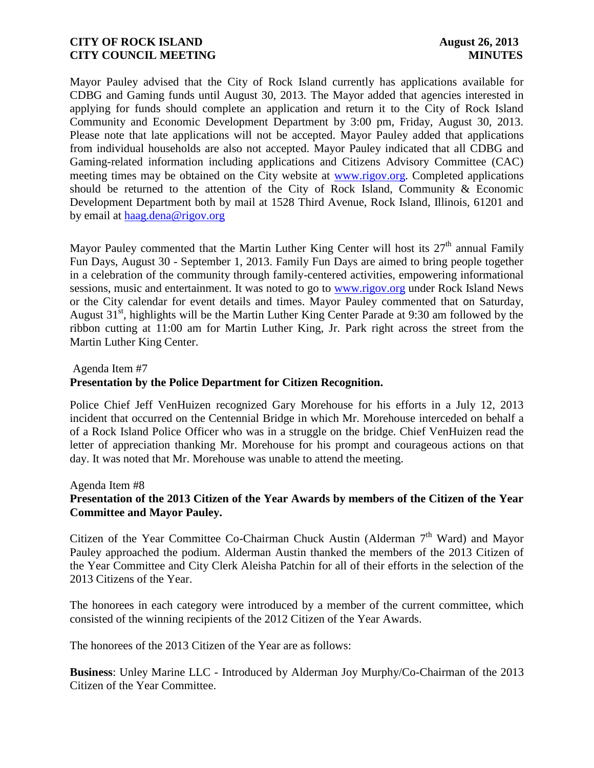Mayor Pauley advised that the City of Rock Island currently has applications available for CDBG and Gaming funds until August 30, 2013. The Mayor added that agencies interested in applying for funds should complete an application and return it to the City of Rock Island Community and Economic Development Department by 3:00 pm, Friday, August 30, 2013. Please note that late applications will not be accepted. Mayor Pauley added that applications from individual households are also not accepted. Mayor Pauley indicated that all CDBG and Gaming-related information including applications and Citizens Advisory Committee (CAC) meeting times may be obtained on the City website at www.rigov.org. Completed applications should be returned to the attention of the City of Rock Island, Community & Economic Development Department both by mail at 1528 Third Avenue, Rock Island, Illinois, 61201 and by email at haag.dena@rigov.org

Mayor Pauley commented that the Martin Luther King Center will host its 27th annual Family Fun Days, August 30 - September 1, 2013. Family Fun Days are aimed to bring people together in a celebration of the community through family-centered activities, empowering informational sessions, music and entertainment. It was noted to go to www.rigov.org under Rock Island News or the City calendar for event details and times. Mayor Pauley commented that on Saturday, August 31st, highlights will be the Martin Luther King Center Parade at 9:30 am followed by the ribbon cutting at 11:00 am for Martin Luther King, Jr. Park right across the street from the Martin Luther King Center.

Agenda Item #7
**Presentation by the Police Department for Citizen Recognition.**

Police Chief Jeff VenHuizen recognized Gary Morehouse for his efforts in a July 12, 2013 incident that occurred on the Centennial Bridge in which Mr. Morehouse interceded on behalf a of a Rock Island Police Officer who was in a struggle on the bridge. Chief VenHuizen read the letter of appreciation thanking Mr. Morehouse for his prompt and courageous actions on that day. It was noted that Mr. Morehouse was unable to attend the meeting.

Agenda Item #8
**Presentation of the 2013 Citizen of the Year Awards by members of the Citizen of the Year Committee and Mayor Pauley.**

Citizen of the Year Committee Co-Chairman Chuck Austin (Alderman 7th Ward) and Mayor Pauley approached the podium. Alderman Austin thanked the members of the 2013 Citizen of the Year Committee and City Clerk Aleisha Patchin for all of their efforts in the selection of the 2013 Citizens of the Year.

The honorees in each category were introduced by a member of the current committee, which consisted of the winning recipients of the 2012 Citizen of the Year Awards.

The honorees of the 2013 Citizen of the Year are as follows:

**Business**: Unley Marine LLC - Introduced by Alderman Joy Murphy/Co-Chairman of the 2013 Citizen of the Year Committee.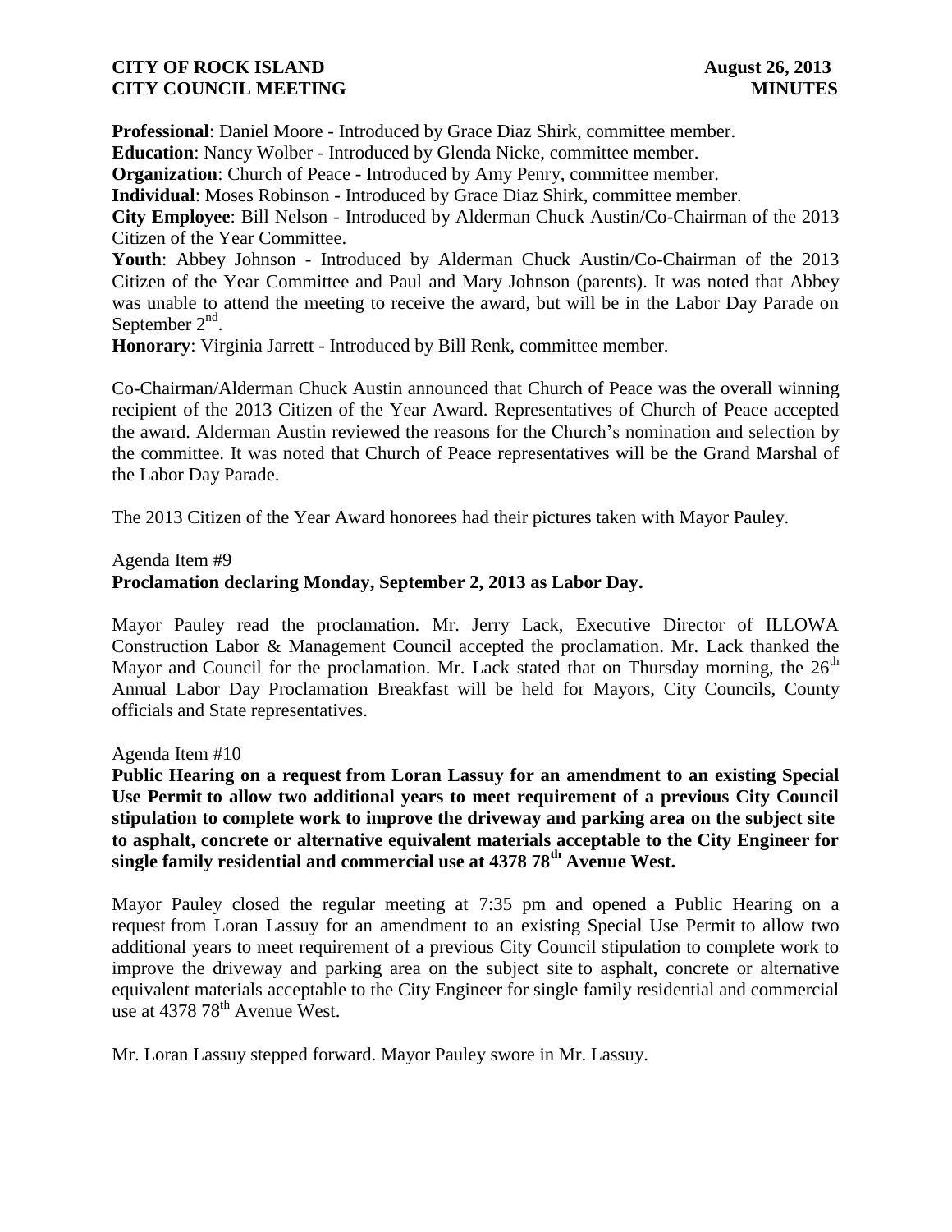**Professional**: Daniel Moore - Introduced by Grace Diaz Shirk, committee member.

**Education**: Nancy Wolber - Introduced by Glenda Nicke, committee member.

**Organization**: Church of Peace - Introduced by Amy Penry, committee member.

**Individual**: Moses Robinson - Introduced by Grace Diaz Shirk, committee member.

**City Employee**: Bill Nelson - Introduced by Alderman Chuck Austin/Co-Chairman of the 2013 Citizen of the Year Committee.

**Youth**: Abbey Johnson - Introduced by Alderman Chuck Austin/Co-Chairman of the 2013 Citizen of the Year Committee and Paul and Mary Johnson (parents). It was noted that Abbey was unable to attend the meeting to receive the award, but will be in the Labor Day Parade on September 2nd.

**Honorary**: Virginia Jarrett - Introduced by Bill Renk, committee member.

Co-Chairman/Alderman Chuck Austin announced that Church of Peace was the overall winning recipient of the 2013 Citizen of the Year Award. Representatives of Church of Peace accepted the award. Alderman Austin reviewed the reasons for the Church's nomination and selection by the committee. It was noted that Church of Peace representatives will be the Grand Marshal of the Labor Day Parade.

The 2013 Citizen of the Year Award honorees had their pictures taken with Mayor Pauley.

Agenda Item #9

**Proclamation declaring Monday, September 2, 2013 as Labor Day.**

Mayor Pauley read the proclamation. Mr. Jerry Lack, Executive Director of ILLOWA Construction Labor & Management Council accepted the proclamation. Mr. Lack thanked the Mayor and Council for the proclamation. Mr. Lack stated that on Thursday morning, the 26th Annual Labor Day Proclamation Breakfast will be held for Mayors, City Councils, County officials and State representatives.

Agenda Item #10

**Public Hearing on a request from Loran Lassuy for an amendment to an existing Special Use Permit to allow two additional years to meet requirement of a previous City Council stipulation to complete work to improve the driveway and parking area on the subject site to asphalt, concrete or alternative equivalent materials acceptable to the City Engineer for single family residential and commercial use at 4378 78th Avenue West.**

Mayor Pauley closed the regular meeting at 7:35 pm and opened a Public Hearing on a request from Loran Lassuy for an amendment to an existing Special Use Permit to allow two additional years to meet requirement of a previous City Council stipulation to complete work to improve the driveway and parking area on the subject site to asphalt, concrete or alternative equivalent materials acceptable to the City Engineer for single family residential and commercial use at 4378 78th Avenue West.

Mr. Loran Lassuy stepped forward. Mayor Pauley swore in Mr. Lassuy.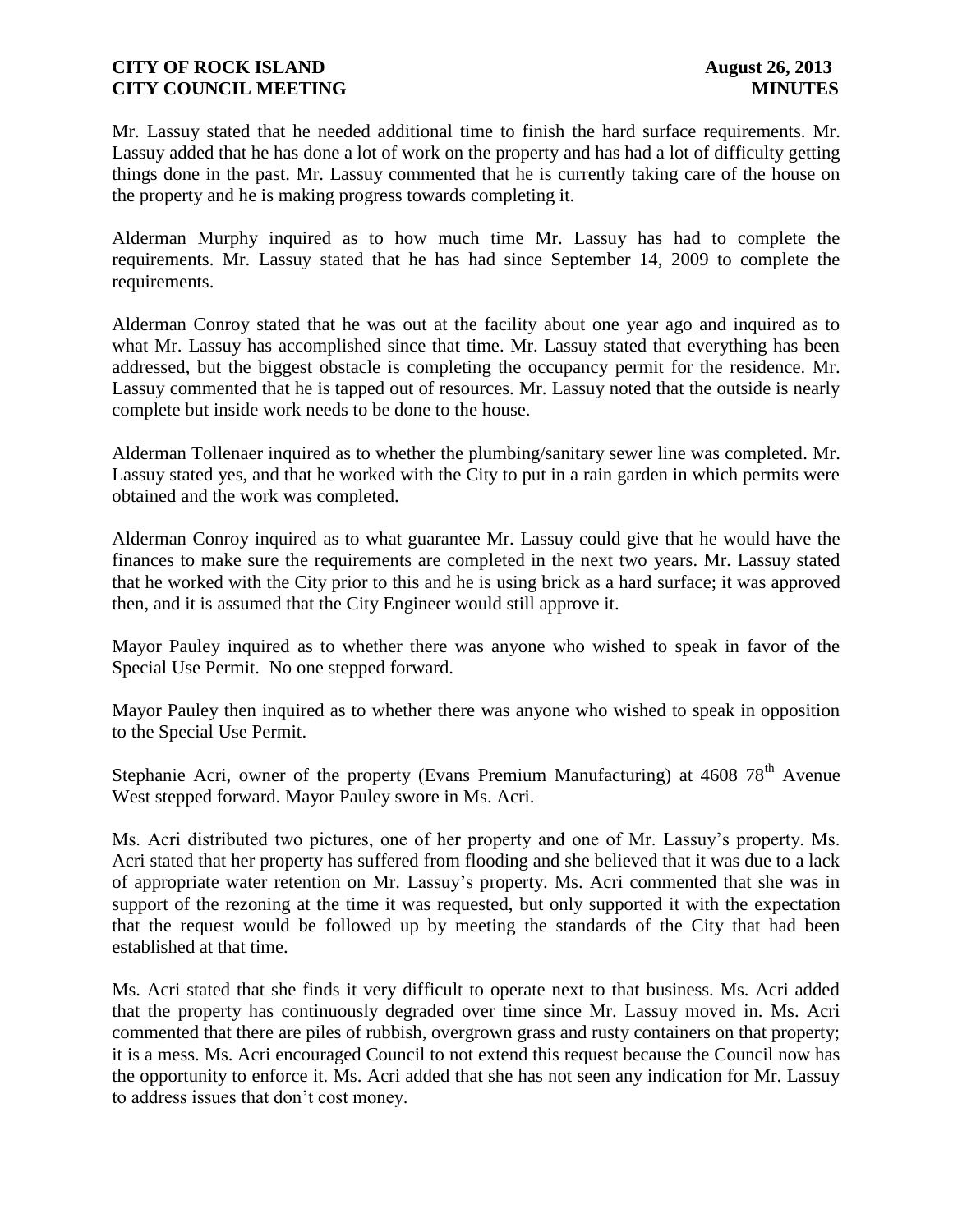Mr. Lassuy stated that he needed additional time to finish the hard surface requirements. Mr. Lassuy added that he has done a lot of work on the property and has had a lot of difficulty getting things done in the past. Mr. Lassuy commented that he is currently taking care of the house on the property and he is making progress towards completing it.

Alderman Murphy inquired as to how much time Mr. Lassuy has had to complete the requirements. Mr. Lassuy stated that he has had since September 14, 2009 to complete the requirements.

Alderman Conroy stated that he was out at the facility about one year ago and inquired as to what Mr. Lassuy has accomplished since that time. Mr. Lassuy stated that everything has been addressed, but the biggest obstacle is completing the occupancy permit for the residence. Mr. Lassuy commented that he is tapped out of resources. Mr. Lassuy noted that the outside is nearly complete but inside work needs to be done to the house.

Alderman Tollenaer inquired as to whether the plumbing/sanitary sewer line was completed. Mr. Lassuy stated yes, and that he worked with the City to put in a rain garden in which permits were obtained and the work was completed.

Alderman Conroy inquired as to what guarantee Mr. Lassuy could give that he would have the finances to make sure the requirements are completed in the next two years. Mr. Lassuy stated that he worked with the City prior to this and he is using brick as a hard surface; it was approved then, and it is assumed that the City Engineer would still approve it.

Mayor Pauley inquired as to whether there was anyone who wished to speak in favor of the Special Use Permit. No one stepped forward.

Mayor Pauley then inquired as to whether there was anyone who wished to speak in opposition to the Special Use Permit.

Stephanie Acri, owner of the property (Evans Premium Manufacturing) at 4608 78th Avenue West stepped forward. Mayor Pauley swore in Ms. Acri.

Ms. Acri distributed two pictures, one of her property and one of Mr. Lassuy's property. Ms. Acri stated that her property has suffered from flooding and she believed that it was due to a lack of appropriate water retention on Mr. Lassuy's property. Ms. Acri commented that she was in support of the rezoning at the time it was requested, but only supported it with the expectation that the request would be followed up by meeting the standards of the City that had been established at that time.

Ms. Acri stated that she finds it very difficult to operate next to that business. Ms. Acri added that the property has continuously degraded over time since Mr. Lassuy moved in. Ms. Acri commented that there are piles of rubbish, overgrown grass and rusty containers on that property; it is a mess. Ms. Acri encouraged Council to not extend this request because the Council now has the opportunity to enforce it. Ms. Acri added that she has not seen any indication for Mr. Lassuy to address issues that don't cost money.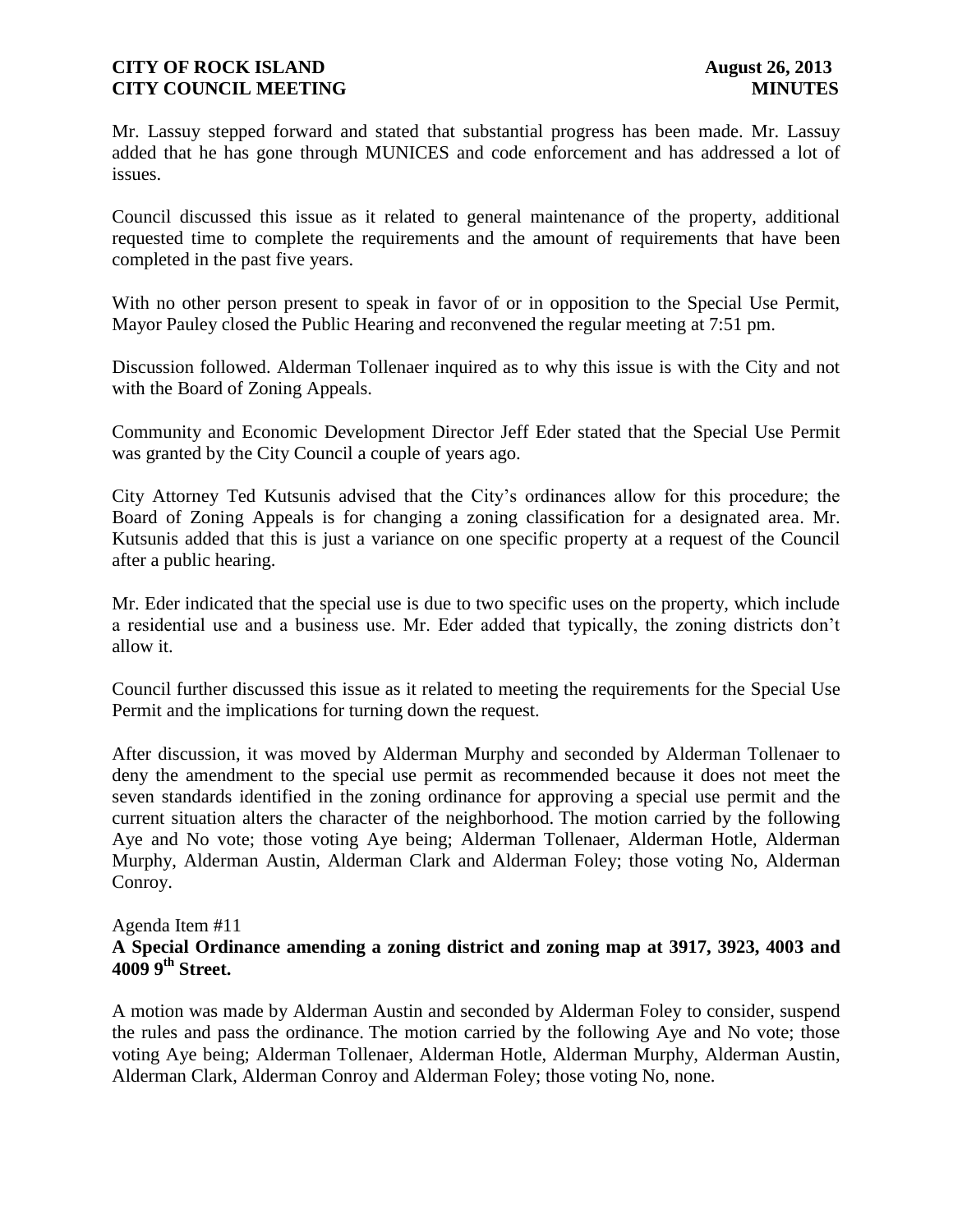Mr. Lassuy stepped forward and stated that substantial progress has been made. Mr. Lassuy added that he has gone through MUNICES and code enforcement and has addressed a lot of issues.

Council discussed this issue as it related to general maintenance of the property, additional requested time to complete the requirements and the amount of requirements that have been completed in the past five years.

With no other person present to speak in favor of or in opposition to the Special Use Permit, Mayor Pauley closed the Public Hearing and reconvened the regular meeting at 7:51 pm.

Discussion followed. Alderman Tollenaer inquired as to why this issue is with the City and not with the Board of Zoning Appeals.

Community and Economic Development Director Jeff Eder stated that the Special Use Permit was granted by the City Council a couple of years ago.

City Attorney Ted Kutsunis advised that the City's ordinances allow for this procedure; the Board of Zoning Appeals is for changing a zoning classification for a designated area. Mr. Kutsunis added that this is just a variance on one specific property at a request of the Council after a public hearing.

Mr. Eder indicated that the special use is due to two specific uses on the property, which include a residential use and a business use. Mr. Eder added that typically, the zoning districts don't allow it.

Council further discussed this issue as it related to meeting the requirements for the Special Use Permit and the implications for turning down the request.

After discussion, it was moved by Alderman Murphy and seconded by Alderman Tollenaer to deny the amendment to the special use permit as recommended because it does not meet the seven standards identified in the zoning ordinance for approving a special use permit and the current situation alters the character of the neighborhood. The motion carried by the following Aye and No vote; those voting Aye being; Alderman Tollenaer, Alderman Hotle, Alderman Murphy, Alderman Austin, Alderman Clark and Alderman Foley; those voting No, Alderman Conroy.

Agenda Item #11

**A Special Ordinance amending a zoning district and zoning map at 3917, 3923, 4003 and 4009 9th Street.**

A motion was made by Alderman Austin and seconded by Alderman Foley to consider, suspend the rules and pass the ordinance. The motion carried by the following Aye and No vote; those voting Aye being; Alderman Tollenaer, Alderman Hotle, Alderman Murphy, Alderman Austin, Alderman Clark, Alderman Conroy and Alderman Foley; those voting No, none.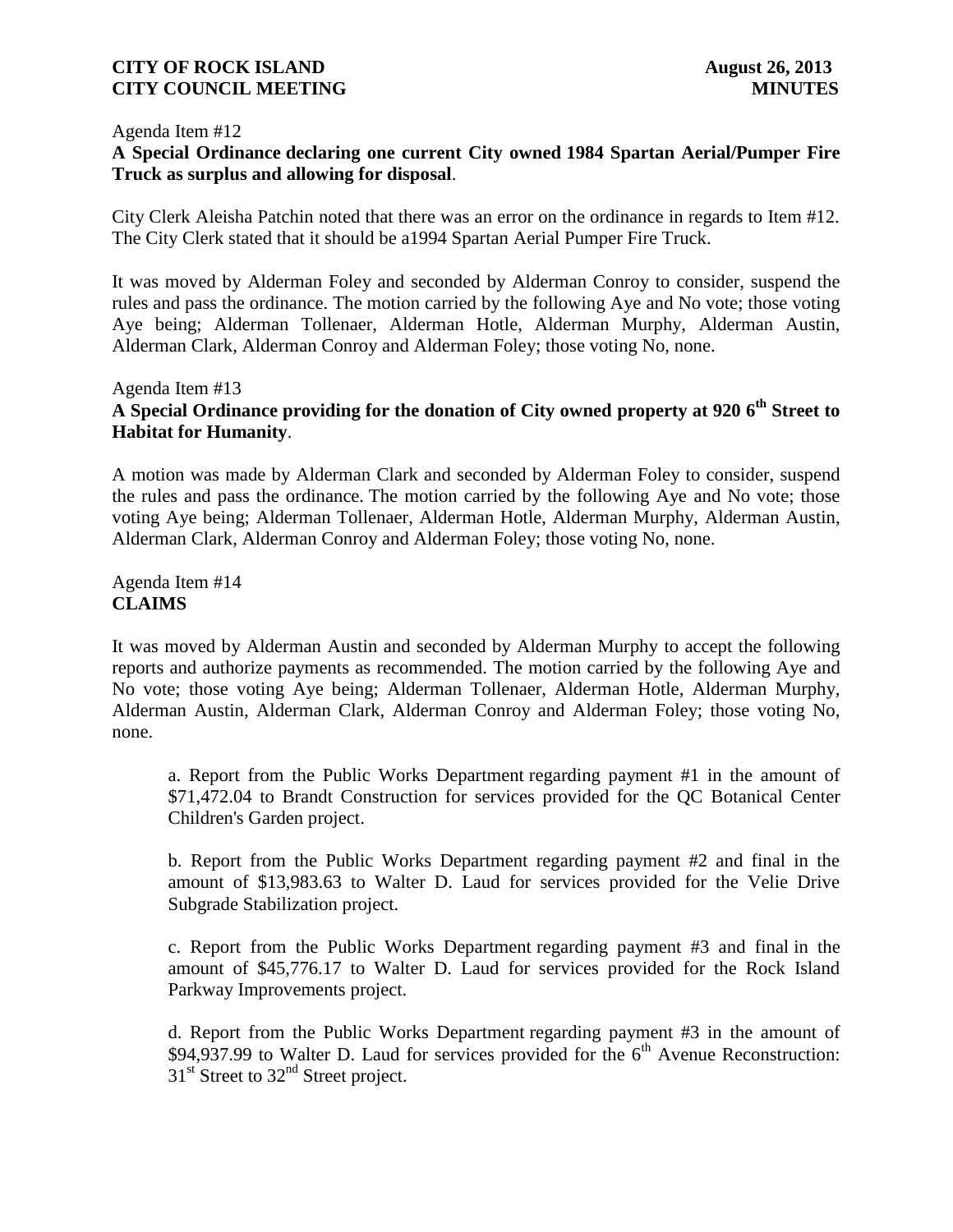Agenda Item #12
**A Special Ordinance declaring one current City owned 1984 Spartan Aerial/Pumper Fire Truck as surplus and allowing for disposal**.

City Clerk Aleisha Patchin noted that there was an error on the ordinance in regards to Item #12. The City Clerk stated that it should be a1994 Spartan Aerial Pumper Fire Truck.

It was moved by Alderman Foley and seconded by Alderman Conroy to consider, suspend the rules and pass the ordinance. The motion carried by the following Aye and No vote; those voting Aye being; Alderman Tollenaer, Alderman Hotle, Alderman Murphy, Alderman Austin, Alderman Clark, Alderman Conroy and Alderman Foley; those voting No, none.

Agenda Item #13
**A Special Ordinance providing for the donation of City owned property at 920 6th Street to Habitat for Humanity**.

A motion was made by Alderman Clark and seconded by Alderman Foley to consider, suspend the rules and pass the ordinance. The motion carried by the following Aye and No vote; those voting Aye being; Alderman Tollenaer, Alderman Hotle, Alderman Murphy, Alderman Austin, Alderman Clark, Alderman Conroy and Alderman Foley; those voting No, none.

Agenda Item #14
**CLAIMS**

It was moved by Alderman Austin and seconded by Alderman Murphy to accept the following reports and authorize payments as recommended. The motion carried by the following Aye and No vote; those voting Aye being; Alderman Tollenaer, Alderman Hotle, Alderman Murphy, Alderman Austin, Alderman Clark, Alderman Conroy and Alderman Foley; those voting No, none.

a. Report from the Public Works Department regarding payment #1 in the amount of $71,472.04 to Brandt Construction for services provided for the QC Botanical Center Children's Garden project.

b. Report from the Public Works Department regarding payment #2 and final in the amount of $13,983.63 to Walter D. Laud for services provided for the Velie Drive Subgrade Stabilization project.

c. Report from the Public Works Department regarding payment #3 and final in the amount of $45,776.17 to Walter D. Laud for services provided for the Rock Island Parkway Improvements project.

d. Report from the Public Works Department regarding payment #3 in the amount of $94,937.99 to Walter D. Laud for services provided for the 6th Avenue Reconstruction: 31st Street to 32nd Street project.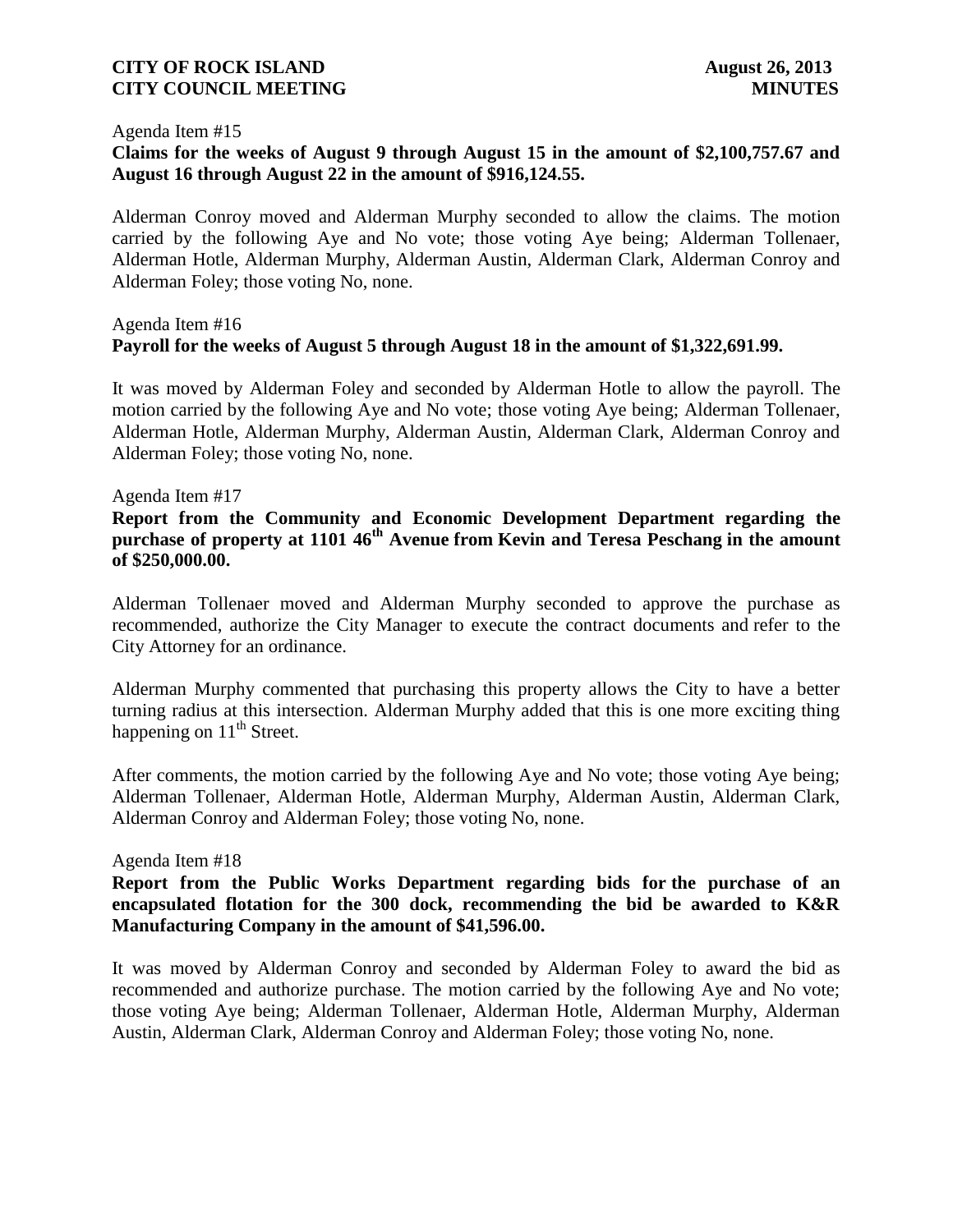Agenda Item #15

**Claims for the weeks of August 9 through August 15 in the amount of $2,100,757.67 and August 16 through August 22 in the amount of $916,124.55.**

Alderman Conroy moved and Alderman Murphy seconded to allow the claims. The motion carried by the following Aye and No vote; those voting Aye being; Alderman Tollenaer, Alderman Hotle, Alderman Murphy, Alderman Austin, Alderman Clark, Alderman Conroy and Alderman Foley; those voting No, none.

Agenda Item #16

**Payroll for the weeks of August 5 through August 18 in the amount of $1,322,691.99.**

It was moved by Alderman Foley and seconded by Alderman Hotle to allow the payroll. The motion carried by the following Aye and No vote; those voting Aye being; Alderman Tollenaer, Alderman Hotle, Alderman Murphy, Alderman Austin, Alderman Clark, Alderman Conroy and Alderman Foley; those voting No, none.

Agenda Item #17

**Report from the Community and Economic Development Department regarding the purchase of property at 1101 46th Avenue from Kevin and Teresa Peschang in the amount of $250,000.00.**

Alderman Tollenaer moved and Alderman Murphy seconded to approve the purchase as recommended, authorize the City Manager to execute the contract documents and refer to the City Attorney for an ordinance.

Alderman Murphy commented that purchasing this property allows the City to have a better turning radius at this intersection. Alderman Murphy added that this is one more exciting thing happening on 11th Street.

After comments, the motion carried by the following Aye and No vote; those voting Aye being; Alderman Tollenaer, Alderman Hotle, Alderman Murphy, Alderman Austin, Alderman Clark, Alderman Conroy and Alderman Foley; those voting No, none.

Agenda Item #18

**Report from the Public Works Department regarding bids for the purchase of an encapsulated flotation for the 300 dock, recommending the bid be awarded to K&R Manufacturing Company in the amount of $41,596.00.**

It was moved by Alderman Conroy and seconded by Alderman Foley to award the bid as recommended and authorize purchase. The motion carried by the following Aye and No vote; those voting Aye being; Alderman Tollenaer, Alderman Hotle, Alderman Murphy, Alderman Austin, Alderman Clark, Alderman Conroy and Alderman Foley; those voting No, none.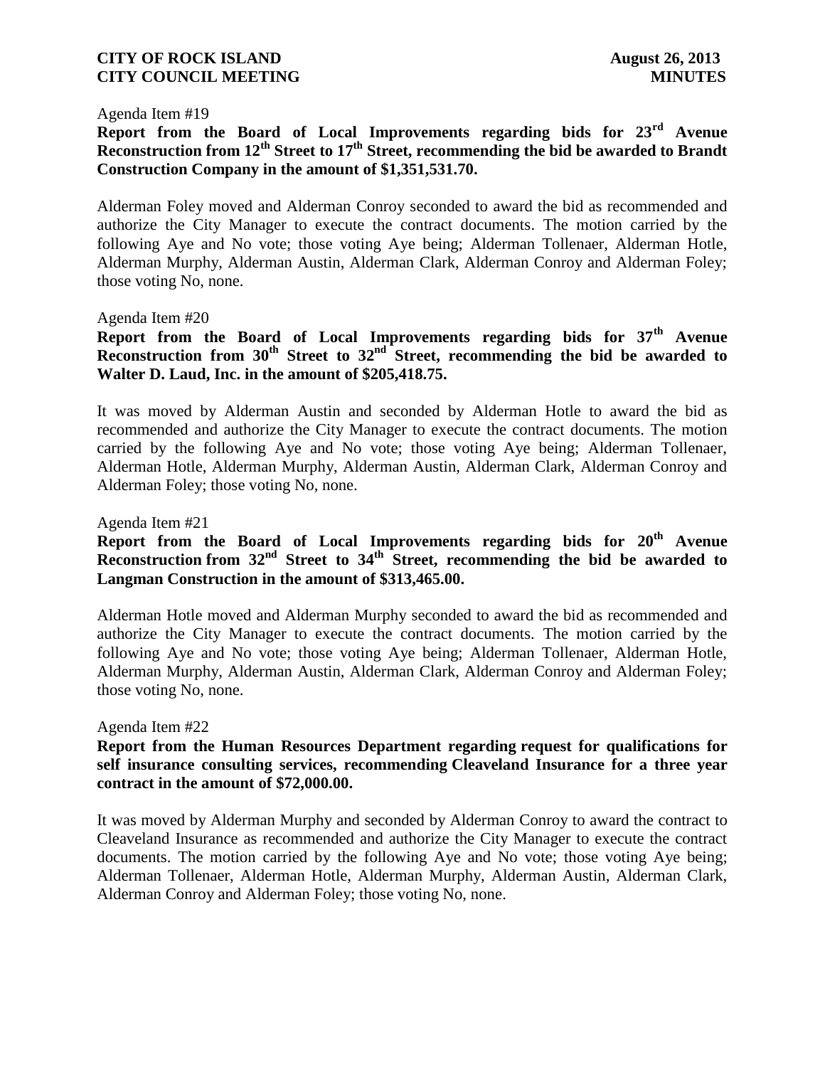Agenda Item #19

**Report from the Board of Local Improvements regarding bids for 23rd Avenue Reconstruction from 12th Street to 17th Street, recommending the bid be awarded to Brandt Construction Company in the amount of $1,351,531.70.**

Alderman Foley moved and Alderman Conroy seconded to award the bid as recommended and authorize the City Manager to execute the contract documents. The motion carried by the following Aye and No vote; those voting Aye being; Alderman Tollenaer, Alderman Hotle, Alderman Murphy, Alderman Austin, Alderman Clark, Alderman Conroy and Alderman Foley; those voting No, none.

Agenda Item #20

**Report from the Board of Local Improvements regarding bids for 37th Avenue Reconstruction from 30th Street to 32nd Street, recommending the bid be awarded to Walter D. Laud, Inc. in the amount of $205,418.75.**

It was moved by Alderman Austin and seconded by Alderman Hotle to award the bid as recommended and authorize the City Manager to execute the contract documents. The motion carried by the following Aye and No vote; those voting Aye being; Alderman Tollenaer, Alderman Hotle, Alderman Murphy, Alderman Austin, Alderman Clark, Alderman Conroy and Alderman Foley; those voting No, none.

Agenda Item #21

**Report from the Board of Local Improvements regarding bids for 20th Avenue Reconstruction from 32nd Street to 34th Street, recommending the bid be awarded to Langman Construction in the amount of $313,465.00.**

Alderman Hotle moved and Alderman Murphy seconded to award the bid as recommended and authorize the City Manager to execute the contract documents. The motion carried by the following Aye and No vote; those voting Aye being; Alderman Tollenaer, Alderman Hotle, Alderman Murphy, Alderman Austin, Alderman Clark, Alderman Conroy and Alderman Foley; those voting No, none.

Agenda Item #22

**Report from the Human Resources Department regarding request for qualifications for self insurance consulting services, recommending Cleaveland Insurance for a three year contract in the amount of $72,000.00.**

It was moved by Alderman Murphy and seconded by Alderman Conroy to award the contract to Cleaveland Insurance as recommended and authorize the City Manager to execute the contract documents. The motion carried by the following Aye and No vote; those voting Aye being; Alderman Tollenaer, Alderman Hotle, Alderman Murphy, Alderman Austin, Alderman Clark, Alderman Conroy and Alderman Foley; those voting No, none.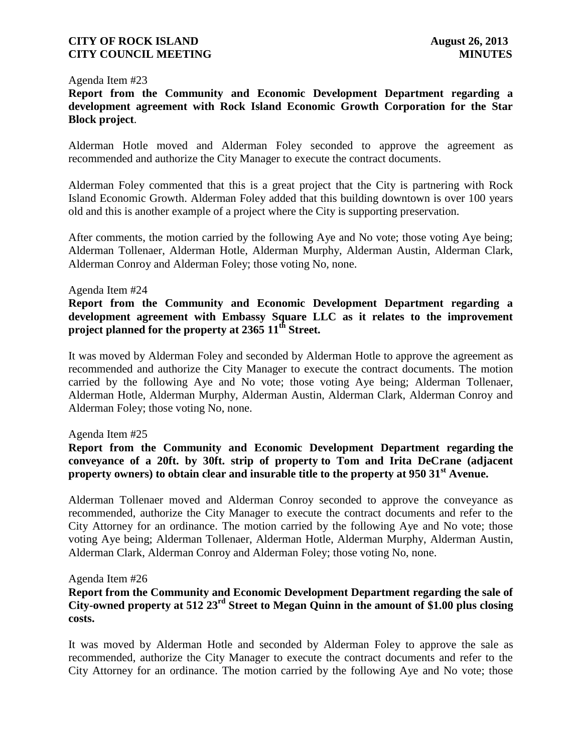Agenda Item #23

**Report from the Community and Economic Development Department regarding a development agreement with Rock Island Economic Growth Corporation for the Star Block project**.

Alderman Hotle moved and Alderman Foley seconded to approve the agreement as recommended and authorize the City Manager to execute the contract documents.

Alderman Foley commented that this is a great project that the City is partnering with Rock Island Economic Growth. Alderman Foley added that this building downtown is over 100 years old and this is another example of a project where the City is supporting preservation.

After comments, the motion carried by the following Aye and No vote; those voting Aye being; Alderman Tollenaer, Alderman Hotle, Alderman Murphy, Alderman Austin, Alderman Clark, Alderman Conroy and Alderman Foley; those voting No, none.

Agenda Item #24

**Report from the Community and Economic Development Department regarding a development agreement with Embassy Square LLC as it relates to the improvement project planned for the property at 2365 11th Street.**

It was moved by Alderman Foley and seconded by Alderman Hotle to approve the agreement as recommended and authorize the City Manager to execute the contract documents. The motion carried by the following Aye and No vote; those voting Aye being; Alderman Tollenaer, Alderman Hotle, Alderman Murphy, Alderman Austin, Alderman Clark, Alderman Conroy and Alderman Foley; those voting No, none.

Agenda Item #25

**Report from the Community and Economic Development Department regarding the conveyance of a 20ft. by 30ft. strip of property to Tom and Irita DeCrane (adjacent property owners) to obtain clear and insurable title to the property at 950 31st Avenue.**

Alderman Tollenaer moved and Alderman Conroy seconded to approve the conveyance as recommended, authorize the City Manager to execute the contract documents and refer to the City Attorney for an ordinance. The motion carried by the following Aye and No vote; those voting Aye being; Alderman Tollenaer, Alderman Hotle, Alderman Murphy, Alderman Austin, Alderman Clark, Alderman Conroy and Alderman Foley; those voting No, none.

Agenda Item #26

**Report from the Community and Economic Development Department regarding the sale of City-owned property at 512 23rd Street to Megan Quinn in the amount of $1.00 plus closing costs.**

It was moved by Alderman Hotle and seconded by Alderman Foley to approve the sale as recommended, authorize the City Manager to execute the contract documents and refer to the City Attorney for an ordinance. The motion carried by the following Aye and No vote; those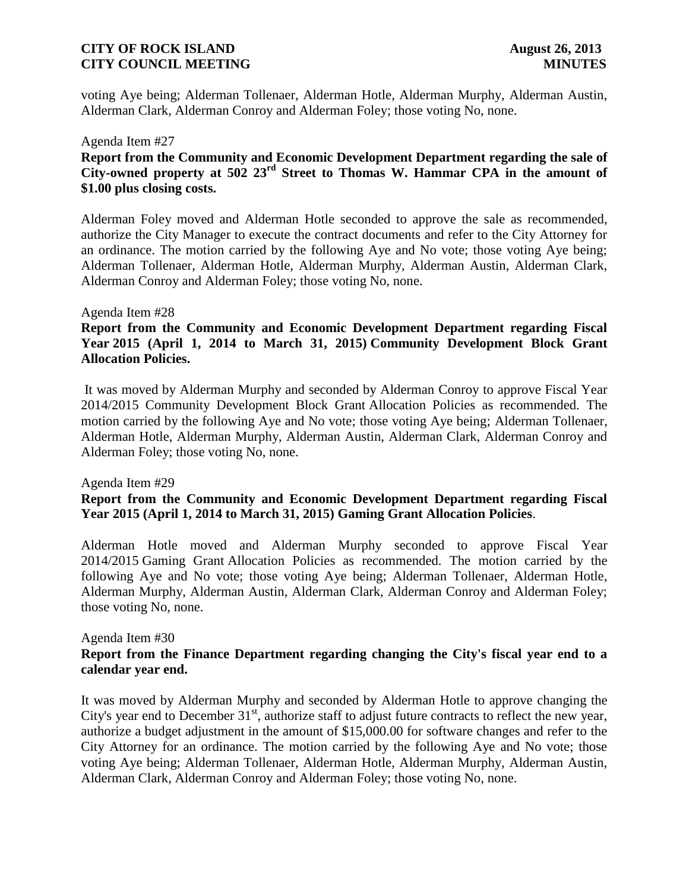voting Aye being; Alderman Tollenaer, Alderman Hotle, Alderman Murphy, Alderman Austin, Alderman Clark, Alderman Conroy and Alderman Foley; those voting No, none.

Agenda Item #27

**Report from the Community and Economic Development Department regarding the sale of City-owned property at 502 23rd Street to Thomas W. Hammar CPA in the amount of $1.00 plus closing costs.**

Alderman Foley moved and Alderman Hotle seconded to approve the sale as recommended, authorize the City Manager to execute the contract documents and refer to the City Attorney for an ordinance. The motion carried by the following Aye and No vote; those voting Aye being; Alderman Tollenaer, Alderman Hotle, Alderman Murphy, Alderman Austin, Alderman Clark, Alderman Conroy and Alderman Foley; those voting No, none.

Agenda Item #28

**Report from the Community and Economic Development Department regarding Fiscal Year 2015 (April 1, 2014 to March 31, 2015) Community Development Block Grant Allocation Policies.**

It was moved by Alderman Murphy and seconded by Alderman Conroy to approve Fiscal Year 2014/2015 Community Development Block Grant Allocation Policies as recommended. The motion carried by the following Aye and No vote; those voting Aye being; Alderman Tollenaer, Alderman Hotle, Alderman Murphy, Alderman Austin, Alderman Clark, Alderman Conroy and Alderman Foley; those voting No, none.

Agenda Item #29

**Report from the Community and Economic Development Department regarding Fiscal Year 2015 (April 1, 2014 to March 31, 2015) Gaming Grant Allocation Policies**.

Alderman Hotle moved and Alderman Murphy seconded to approve Fiscal Year 2014/2015 Gaming Grant Allocation Policies as recommended. The motion carried by the following Aye and No vote; those voting Aye being; Alderman Tollenaer, Alderman Hotle, Alderman Murphy, Alderman Austin, Alderman Clark, Alderman Conroy and Alderman Foley; those voting No, none.

Agenda Item #30

**Report from the Finance Department regarding changing the City's fiscal year end to a calendar year end.**

It was moved by Alderman Murphy and seconded by Alderman Hotle to approve changing the City's year end to December 31st, authorize staff to adjust future contracts to reflect the new year, authorize a budget adjustment in the amount of $15,000.00 for software changes and refer to the City Attorney for an ordinance. The motion carried by the following Aye and No vote; those voting Aye being; Alderman Tollenaer, Alderman Hotle, Alderman Murphy, Alderman Austin, Alderman Clark, Alderman Conroy and Alderman Foley; those voting No, none.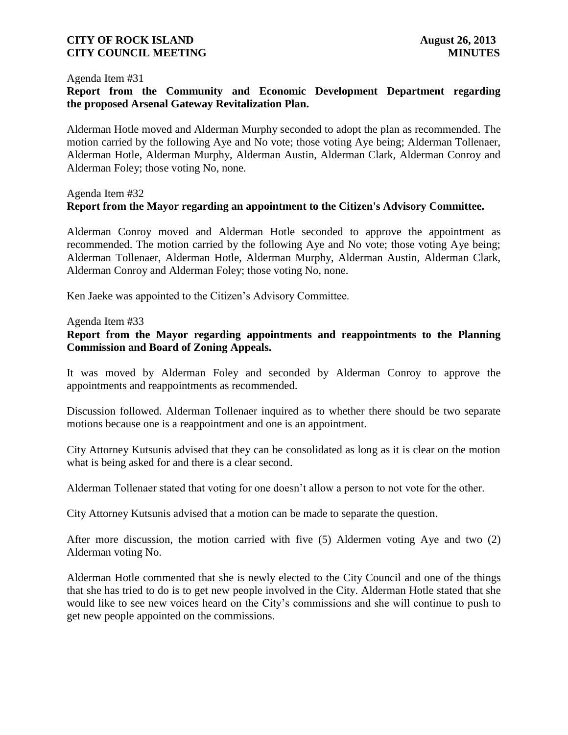Agenda Item #31

**Report from the Community and Economic Development Department regarding the proposed Arsenal Gateway Revitalization Plan.**

Alderman Hotle moved and Alderman Murphy seconded to adopt the plan as recommended. The motion carried by the following Aye and No vote; those voting Aye being; Alderman Tollenaer, Alderman Hotle, Alderman Murphy, Alderman Austin, Alderman Clark, Alderman Conroy and Alderman Foley; those voting No, none.

Agenda Item #32

**Report from the Mayor regarding an appointment to the Citizen's Advisory Committee.**

Alderman Conroy moved and Alderman Hotle seconded to approve the appointment as recommended. The motion carried by the following Aye and No vote; those voting Aye being; Alderman Tollenaer, Alderman Hotle, Alderman Murphy, Alderman Austin, Alderman Clark, Alderman Conroy and Alderman Foley; those voting No, none.

Ken Jaeke was appointed to the Citizen's Advisory Committee.

Agenda Item #33

**Report from the Mayor regarding appointments and reappointments to the Planning Commission and Board of Zoning Appeals.**

It was moved by Alderman Foley and seconded by Alderman Conroy to approve the appointments and reappointments as recommended.

Discussion followed. Alderman Tollenaer inquired as to whether there should be two separate motions because one is a reappointment and one is an appointment.

City Attorney Kutsunis advised that they can be consolidated as long as it is clear on the motion what is being asked for and there is a clear second.

Alderman Tollenaer stated that voting for one doesn't allow a person to not vote for the other.

City Attorney Kutsunis advised that a motion can be made to separate the question.

After more discussion, the motion carried with five (5) Aldermen voting Aye and two (2) Alderman voting No.

Alderman Hotle commented that she is newly elected to the City Council and one of the things that she has tried to do is to get new people involved in the City. Alderman Hotle stated that she would like to see new voices heard on the City's commissions and she will continue to push to get new people appointed on the commissions.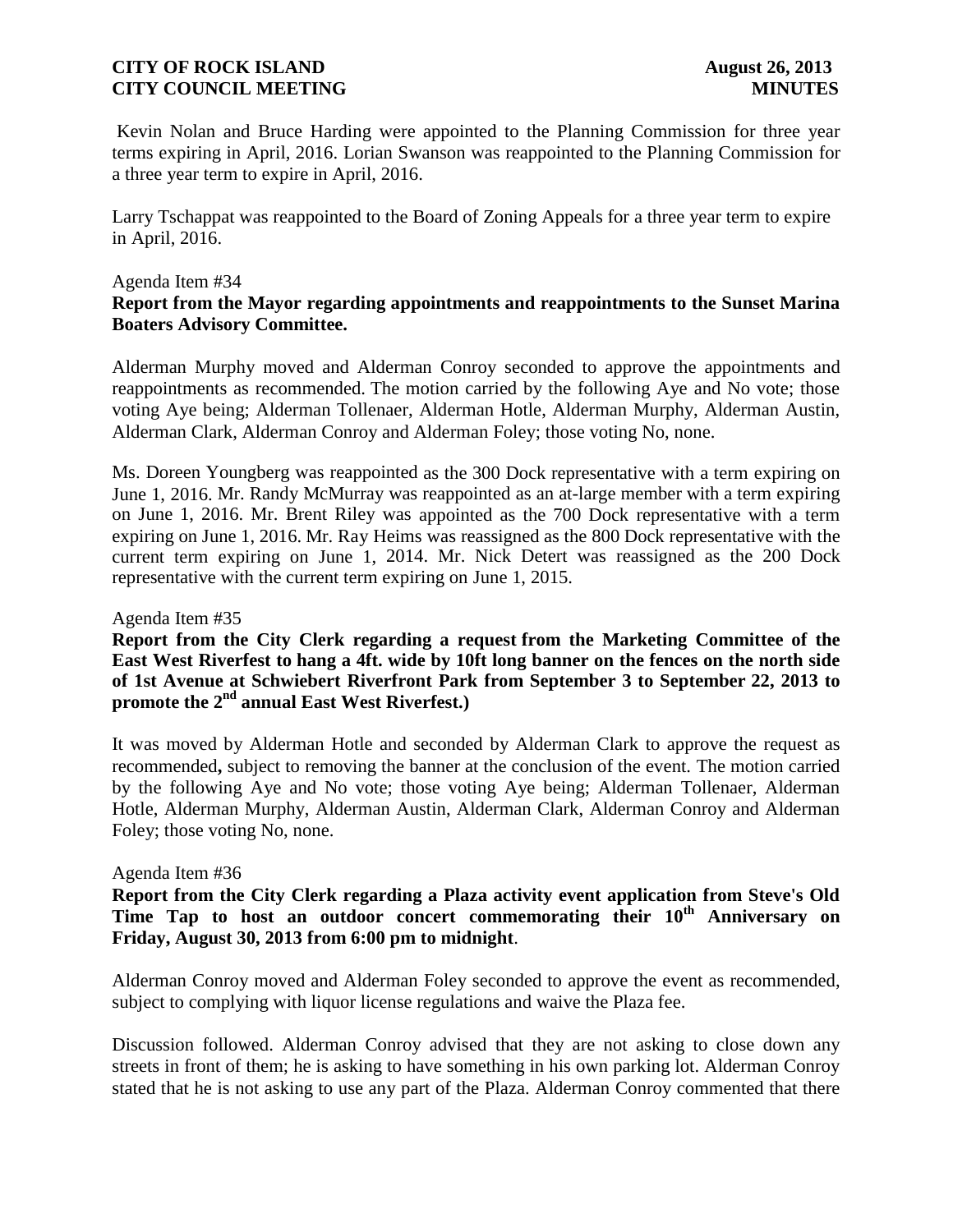Kevin Nolan and Bruce Harding were appointed to the Planning Commission for three year terms expiring in April, 2016. Lorian Swanson was reappointed to the Planning Commission for a three year term to expire in April, 2016.

Larry Tschappat was reappointed to the Board of Zoning Appeals for a three year term to expire in April, 2016.

Agenda Item #34

**Report from the Mayor regarding appointments and reappointments to the Sunset Marina Boaters Advisory Committee.**

Alderman Murphy moved and Alderman Conroy seconded to approve the appointments and reappointments as recommended. The motion carried by the following Aye and No vote; those voting Aye being; Alderman Tollenaer, Alderman Hotle, Alderman Murphy, Alderman Austin, Alderman Clark, Alderman Conroy and Alderman Foley; those voting No, none.

Ms. Doreen Youngberg was reappointed as the 300 Dock representative with a term expiring on June 1, 2016. Mr. Randy McMurray was reappointed as an at-large member with a term expiring on June 1, 2016. Mr. Brent Riley was appointed as the 700 Dock representative with a term expiring on June 1, 2016. Mr. Ray Heims was reassigned as the 800 Dock representative with the current term expiring on June 1, 2014. Mr. Nick Detert was reassigned as the 200 Dock representative with the current term expiring on June 1, 2015.

Agenda Item #35

**Report from the City Clerk regarding a request from the Marketing Committee of the East West Riverfest to hang a 4ft. wide by 10ft long banner on the fences on the north side of 1st Avenue at Schwiebert Riverfront Park from September 3 to September 22, 2013 to promote the 2nd annual East West Riverfest.)**

It was moved by Alderman Hotle and seconded by Alderman Clark to approve the request as recommended**,** subject to removing the banner at the conclusion of the event. The motion carried by the following Aye and No vote; those voting Aye being; Alderman Tollenaer, Alderman Hotle, Alderman Murphy, Alderman Austin, Alderman Clark, Alderman Conroy and Alderman Foley; those voting No, none.

Agenda Item #36

**Report from the City Clerk regarding a Plaza activity event application from Steve's Old Time Tap to host an outdoor concert commemorating their 10th Anniversary on Friday, August 30, 2013 from 6:00 pm to midnight**.

Alderman Conroy moved and Alderman Foley seconded to approve the event as recommended, subject to complying with liquor license regulations and waive the Plaza fee.

Discussion followed. Alderman Conroy advised that they are not asking to close down any streets in front of them; he is asking to have something in his own parking lot. Alderman Conroy stated that he is not asking to use any part of the Plaza. Alderman Conroy commented that there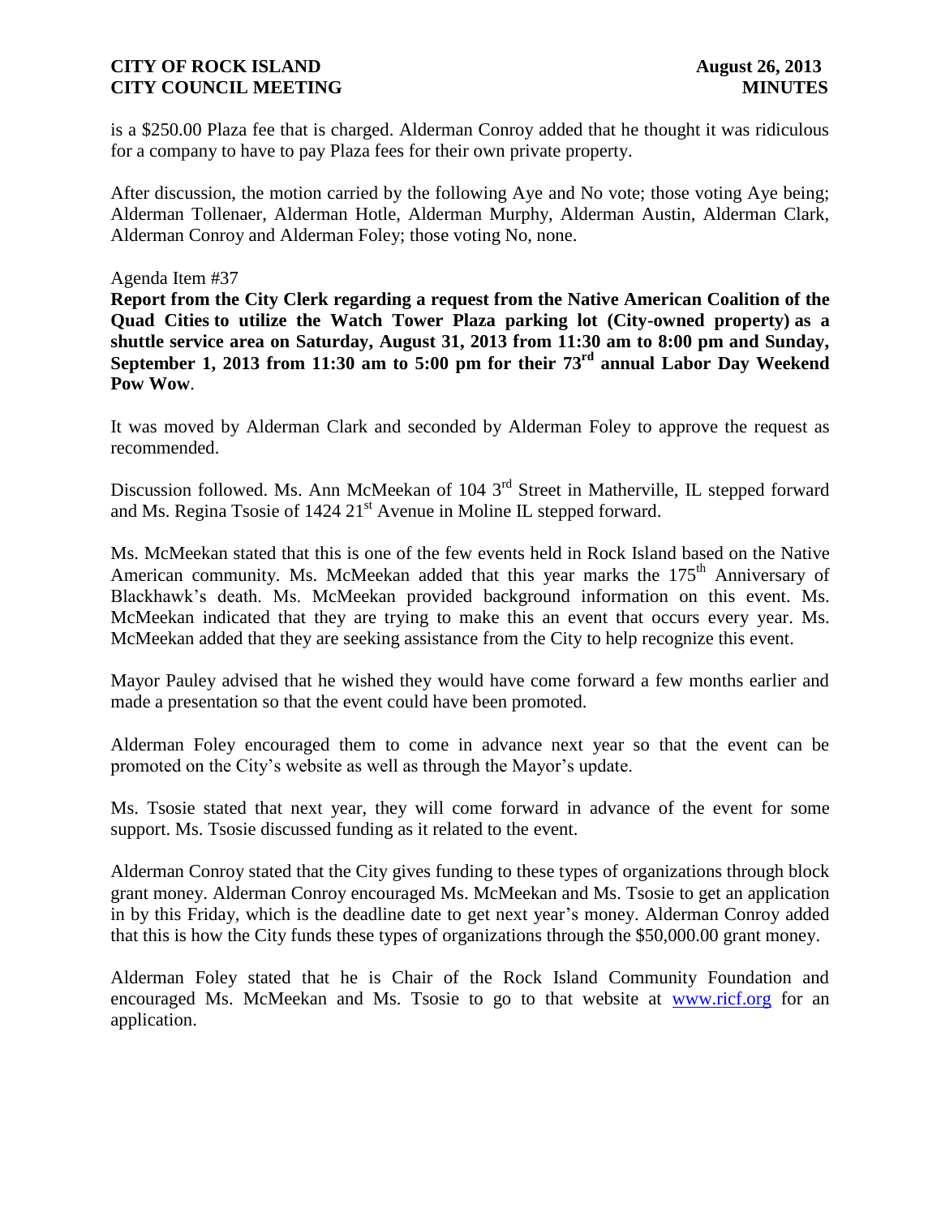is a $250.00 Plaza fee that is charged. Alderman Conroy added that he thought it was ridiculous for a company to have to pay Plaza fees for their own private property.

After discussion, the motion carried by the following Aye and No vote; those voting Aye being; Alderman Tollenaer, Alderman Hotle, Alderman Murphy, Alderman Austin, Alderman Clark, Alderman Conroy and Alderman Foley; those voting No, none.

Agenda Item #37

**Report from the City Clerk regarding a request from the Native American Coalition of the Quad Cities to utilize the Watch Tower Plaza parking lot (City-owned property) as a shuttle service area on Saturday, August 31, 2013 from 11:30 am to 8:00 pm and Sunday, September 1, 2013 from 11:30 am to 5:00 pm for their 73rd annual Labor Day Weekend Pow Wow**.

It was moved by Alderman Clark and seconded by Alderman Foley to approve the request as recommended.

Discussion followed. Ms. Ann McMeekan of 104 3rd Street in Matherville, IL stepped forward and Ms. Regina Tsosie of 1424 21st Avenue in Moline IL stepped forward.

Ms. McMeekan stated that this is one of the few events held in Rock Island based on the Native American community. Ms. McMeekan added that this year marks the 175th Anniversary of Blackhawk's death. Ms. McMeekan provided background information on this event. Ms. McMeekan indicated that they are trying to make this an event that occurs every year. Ms. McMeekan added that they are seeking assistance from the City to help recognize this event.

Mayor Pauley advised that he wished they would have come forward a few months earlier and made a presentation so that the event could have been promoted.

Alderman Foley encouraged them to come in advance next year so that the event can be promoted on the City's website as well as through the Mayor's update.

Ms. Tsosie stated that next year, they will come forward in advance of the event for some support. Ms. Tsosie discussed funding as it related to the event.

Alderman Conroy stated that the City gives funding to these types of organizations through block grant money. Alderman Conroy encouraged Ms. McMeekan and Ms. Tsosie to get an application in by this Friday, which is the deadline date to get next year's money. Alderman Conroy added that this is how the City funds these types of organizations through the $50,000.00 grant money.

Alderman Foley stated that he is Chair of the Rock Island Community Foundation and encouraged Ms. McMeekan and Ms. Tsosie to go to that website at www.ricf.org for an application.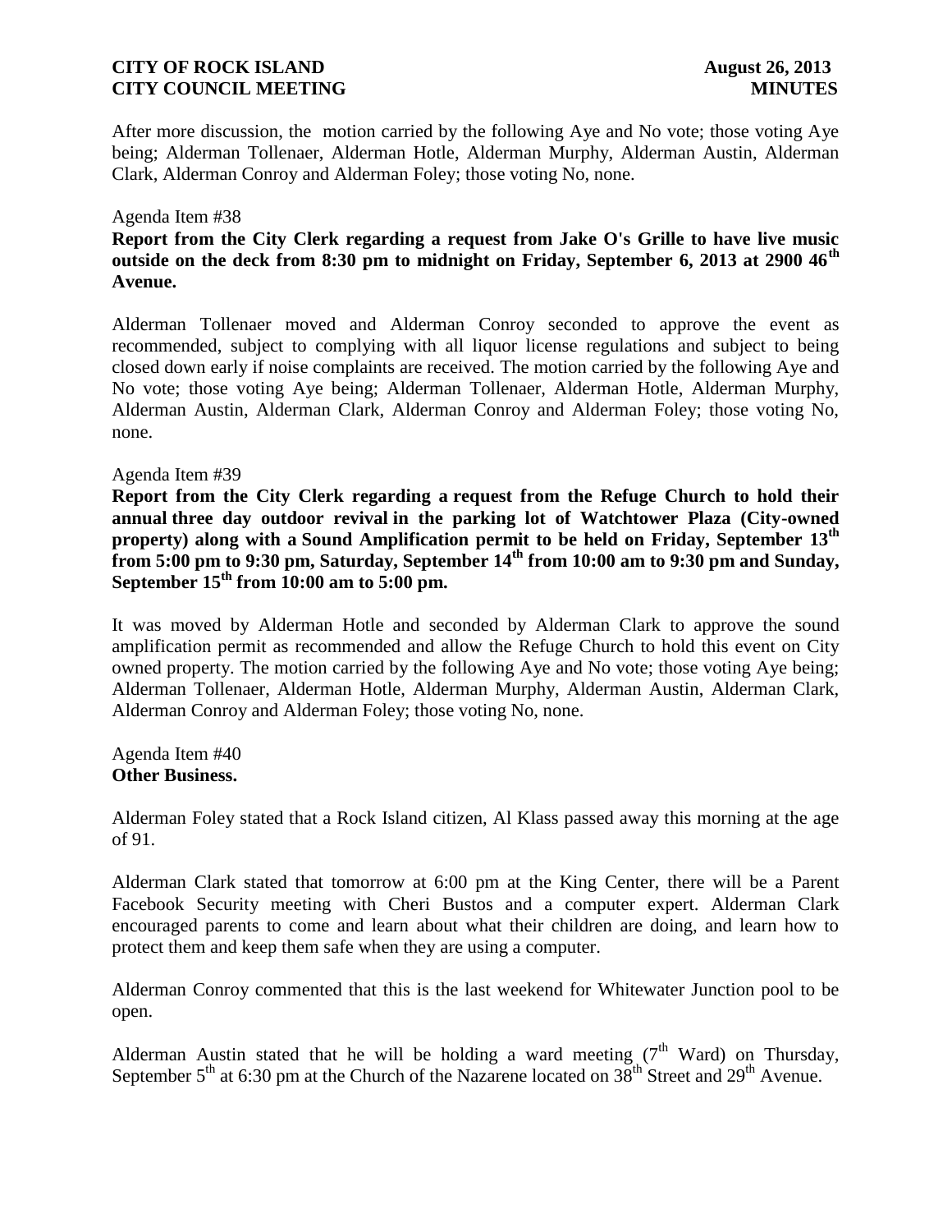After more discussion, the motion carried by the following Aye and No vote; those voting Aye being; Alderman Tollenaer, Alderman Hotle, Alderman Murphy, Alderman Austin, Alderman Clark, Alderman Conroy and Alderman Foley; those voting No, none.

Agenda Item #38

**Report from the City Clerk regarding a request from Jake O's Grille to have live music outside on the deck from 8:30 pm to midnight on Friday, September 6, 2013 at 2900 46th Avenue.**

Alderman Tollenaer moved and Alderman Conroy seconded to approve the event as recommended, subject to complying with all liquor license regulations and subject to being closed down early if noise complaints are received. The motion carried by the following Aye and No vote; those voting Aye being; Alderman Tollenaer, Alderman Hotle, Alderman Murphy, Alderman Austin, Alderman Clark, Alderman Conroy and Alderman Foley; those voting No, none.

Agenda Item #39

**Report from the City Clerk regarding a request from the Refuge Church to hold their annual three day outdoor revival in the parking lot of Watchtower Plaza (City-owned property) along with a Sound Amplification permit to be held on Friday, September 13th from 5:00 pm to 9:30 pm, Saturday, September 14th from 10:00 am to 9:30 pm and Sunday, September 15th from 10:00 am to 5:00 pm.**

It was moved by Alderman Hotle and seconded by Alderman Clark to approve the sound amplification permit as recommended and allow the Refuge Church to hold this event on City owned property. The motion carried by the following Aye and No vote; those voting Aye being; Alderman Tollenaer, Alderman Hotle, Alderman Murphy, Alderman Austin, Alderman Clark, Alderman Conroy and Alderman Foley; those voting No, none.

Agenda Item #40

**Other Business.**

Alderman Foley stated that a Rock Island citizen, Al Klass passed away this morning at the age of 91.

Alderman Clark stated that tomorrow at 6:00 pm at the King Center, there will be a Parent Facebook Security meeting with Cheri Bustos and a computer expert. Alderman Clark encouraged parents to come and learn about what their children are doing, and learn how to protect them and keep them safe when they are using a computer.

Alderman Conroy commented that this is the last weekend for Whitewater Junction pool to be open.

Alderman Austin stated that he will be holding a ward meeting (7th Ward) on Thursday, September 5th at 6:30 pm at the Church of the Nazarene located on 38th Street and 29th Avenue.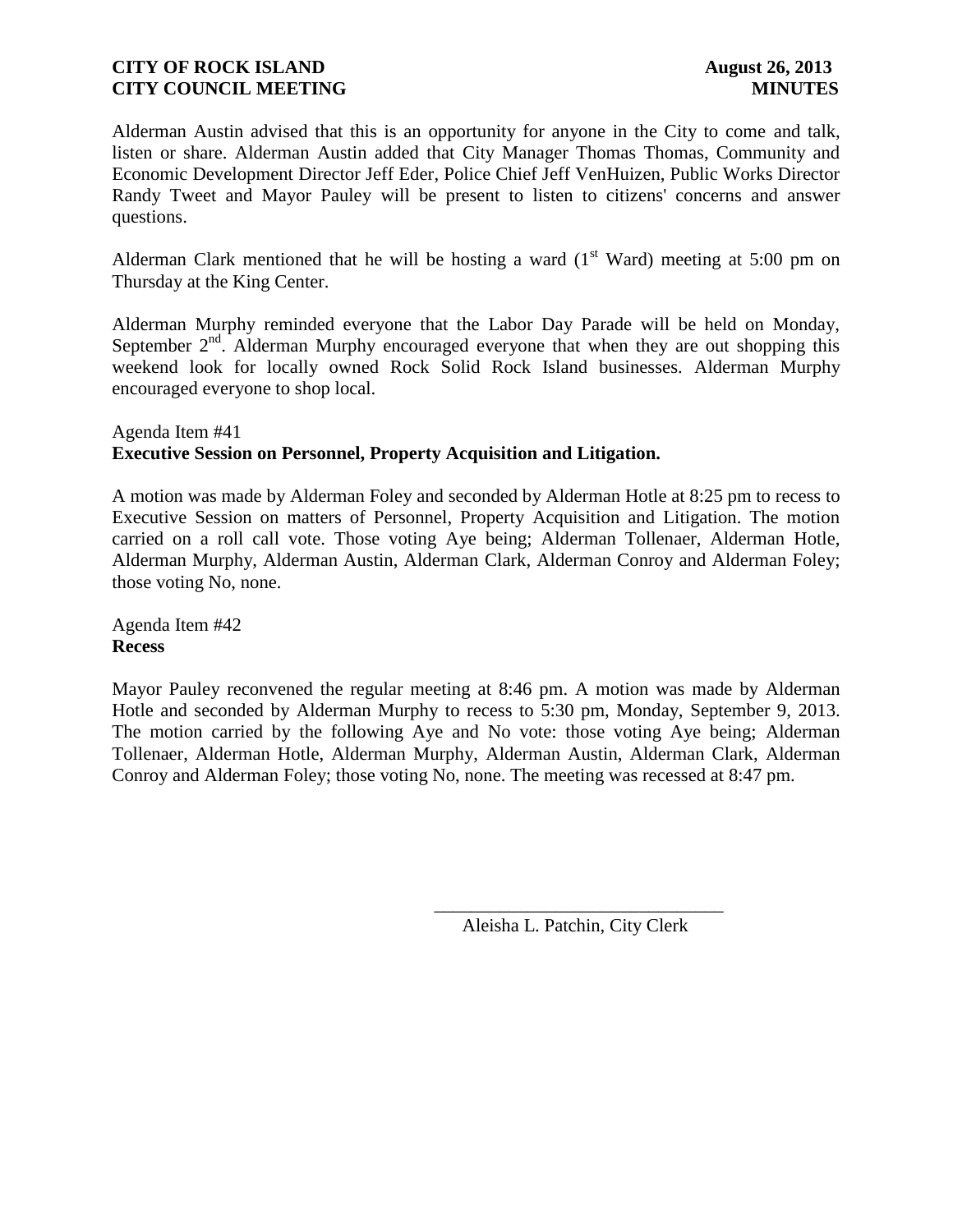Alderman Austin advised that this is an opportunity for anyone in the City to come and talk, listen or share. Alderman Austin added that City Manager Thomas Thomas, Community and Economic Development Director Jeff Eder, Police Chief Jeff VenHuizen, Public Works Director Randy Tweet and Mayor Pauley will be present to listen to citizens' concerns and answer questions.

Alderman Clark mentioned that he will be hosting a ward (1st Ward) meeting at 5:00 pm on Thursday at the King Center.

Alderman Murphy reminded everyone that the Labor Day Parade will be held on Monday, September 2nd. Alderman Murphy encouraged everyone that when they are out shopping this weekend look for locally owned Rock Solid Rock Island businesses. Alderman Murphy encouraged everyone to shop local.

Agenda Item #41
**Executive Session on Personnel, Property Acquisition and Litigation.**

A motion was made by Alderman Foley and seconded by Alderman Hotle at 8:25 pm to recess to Executive Session on matters of Personnel, Property Acquisition and Litigation. The motion carried on a roll call vote. Those voting Aye being; Alderman Tollenaer, Alderman Hotle, Alderman Murphy, Alderman Austin, Alderman Clark, Alderman Conroy and Alderman Foley; those voting No, none.

Agenda Item #42
**Recess**

Mayor Pauley reconvened the regular meeting at 8:46 pm. A motion was made by Alderman Hotle and seconded by Alderman Murphy to recess to 5:30 pm, Monday, September 9, 2013. The motion carried by the following Aye and No vote: those voting Aye being; Alderman Tollenaer, Alderman Hotle, Alderman Murphy, Alderman Austin, Alderman Clark, Alderman Conroy and Alderman Foley; those voting No, none. The meeting was recessed at 8:47 pm.

\_\_\_\_\_\_\_\_\_\_\_\_\_\_\_\_\_\_\_\_\_\_\_\_\_\_\_\_\_\_\_\_
Aleisha L. Patchin, City Clerk